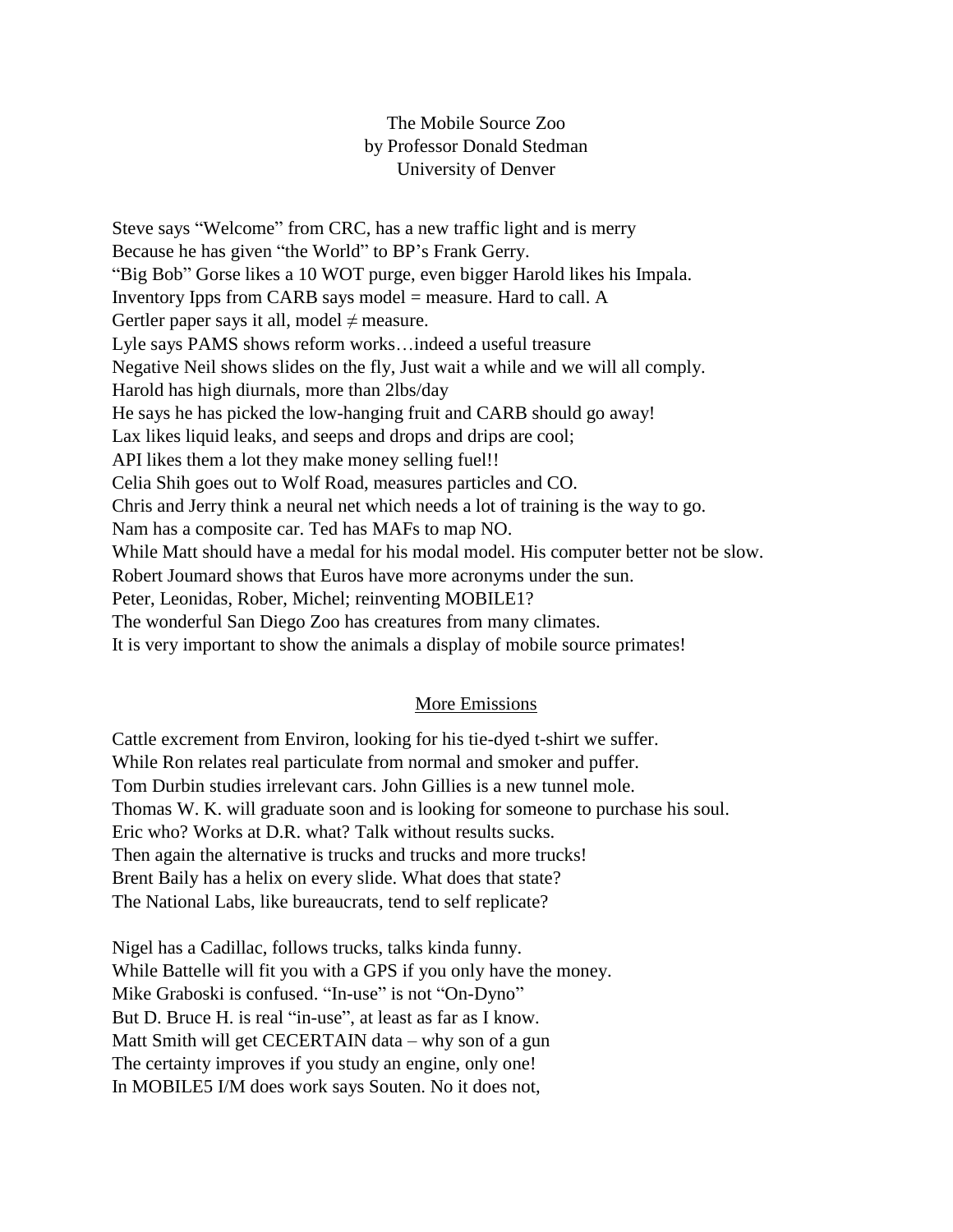# The Mobile Source Zoo
by Professor Donald Stedman
University of Denver

Steve says "Welcome" from CRC, has a new traffic light and is merry
Because he has given "the World" to BP's Frank Gerry.
"Big Bob" Gorse likes a 10 WOT purge, even bigger Harold likes his Impala.
Inventory Ipps from CARB says model = measure. Hard to call. A
Gertler paper says it all, model ≠ measure.
Lyle says PAMS shows reform works…indeed a useful treasure
Negative Neil shows slides on the fly, Just wait a while and we will all comply.
Harold has high diurnals, more than 2lbs/day
He says he has picked the low-hanging fruit and CARB should go away!
Lax likes liquid leaks, and seeps and drops and drips are cool;
API likes them a lot they make money selling fuel!!
Celia Shih goes out to Wolf Road, measures particles and CO.
Chris and Jerry think a neural net which needs a lot of training is the way to go.
Nam has a composite car. Ted has MAFs to map NO.
While Matt should have a medal for his modal model. His computer better not be slow.
Robert Joumard shows that Euros have more acronyms under the sun.
Peter, Leonidas, Rober, Michel; reinventing MOBILE1?
The wonderful San Diego Zoo has creatures from many climates.
It is very important to show the animals a display of mobile source primates!

## More Emissions

Cattle excrement from Environ, looking for his tie-dyed t-shirt we suffer.
While Ron relates real particulate from normal and smoker and puffer.
Tom Durbin studies irrelevant cars. John Gillies is a new tunnel mole.
Thomas W. K. will graduate soon and is looking for someone to purchase his soul.
Eric who? Works at D.R. what? Talk without results sucks.
Then again the alternative is trucks and trucks and more trucks!
Brent Baily has a helix on every slide. What does that state?
The National Labs, like bureaucrats, tend to self replicate?

Nigel has a Cadillac, follows trucks, talks kinda funny.
While Battelle will fit you with a GPS if you only have the money.
Mike Graboski is confused. "In-use" is not "On-Dyno"
But D. Bruce H. is real "in-use", at least as far as I know.
Matt Smith will get CECERTAIN data – why son of a gun
The certainty improves if you study an engine, only one!
In MOBILE5 I/M does work says Souten. No it does not,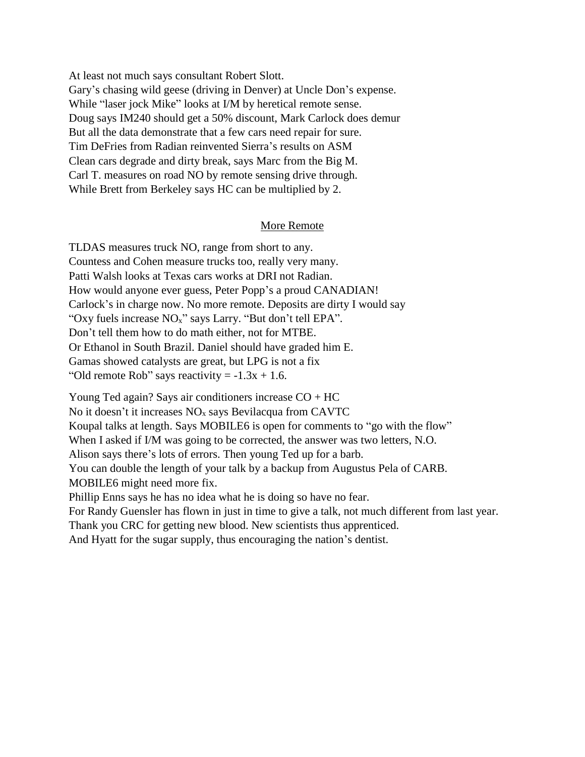At least not much says consultant Robert Slott.
Gary's chasing wild geese (driving in Denver) at Uncle Don's expense.
While "laser jock Mike" looks at I/M by heretical remote sense.
Doug says IM240 should get a 50% discount, Mark Carlock does demur
But all the data demonstrate that a few cars need repair for sure.
Tim DeFries from Radian reinvented Sierra's results on ASM
Clean cars degrade and dirty break, says Marc from the Big M.
Carl T. measures on road NO by remote sensing drive through.
While Brett from Berkeley says HC can be multiplied by 2.

## More Remote

TLDAS measures truck NO, range from short to any.
Countess and Cohen measure trucks too, really very many.
Patti Walsh looks at Texas cars works at DRI not Radian.
How would anyone ever guess, Peter Popp's a proud CANADIAN!
Carlock's in charge now. No more remote. Deposits are dirty I would say
"Oxy fuels increase $NO_x$" says Larry. "But don't tell EPA".
Don't tell them how to do math either, not for MTBE.
Or Ethanol in South Brazil. Daniel should have graded him E.
Gamas showed catalysts are great, but LPG is not a fix
"Old remote Rob" says reactivity = $-1.3x + 1.6$.

Young Ted again? Says air conditioners increase CO + HC
No it doesn't it increases $NO_x$ says Bevilacqua from CAVTC
Koupal talks at length. Says MOBILE6 is open for comments to "go with the flow"
When I asked if I/M was going to be corrected, the answer was two letters, N.O.
Alison says there's lots of errors. Then young Ted up for a barb.
You can double the length of your talk by a backup from Augustus Pela of CARB.
MOBILE6 might need more fix.
Phillip Enns says he has no idea what he is doing so have no fear.
For Randy Guensler has flown in just in time to give a talk, not much different from last year.
Thank you CRC for getting new blood. New scientists thus apprenticed.
And Hyatt for the sugar supply, thus encouraging the nation's dentist.